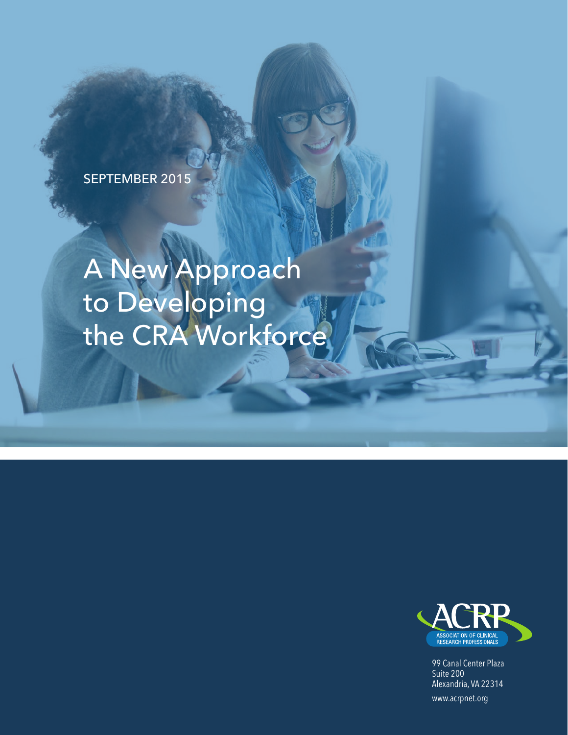SEPTEMBER 2015

# A New Approach to Developing the CRA Workforce

ACRP
ASSOCIATION OF CLINICAL RESEARCH PROFESSIONALS

99 Canal Center Plaza
Suite 200
Alexandria, VA 22314

www.acrpnet.org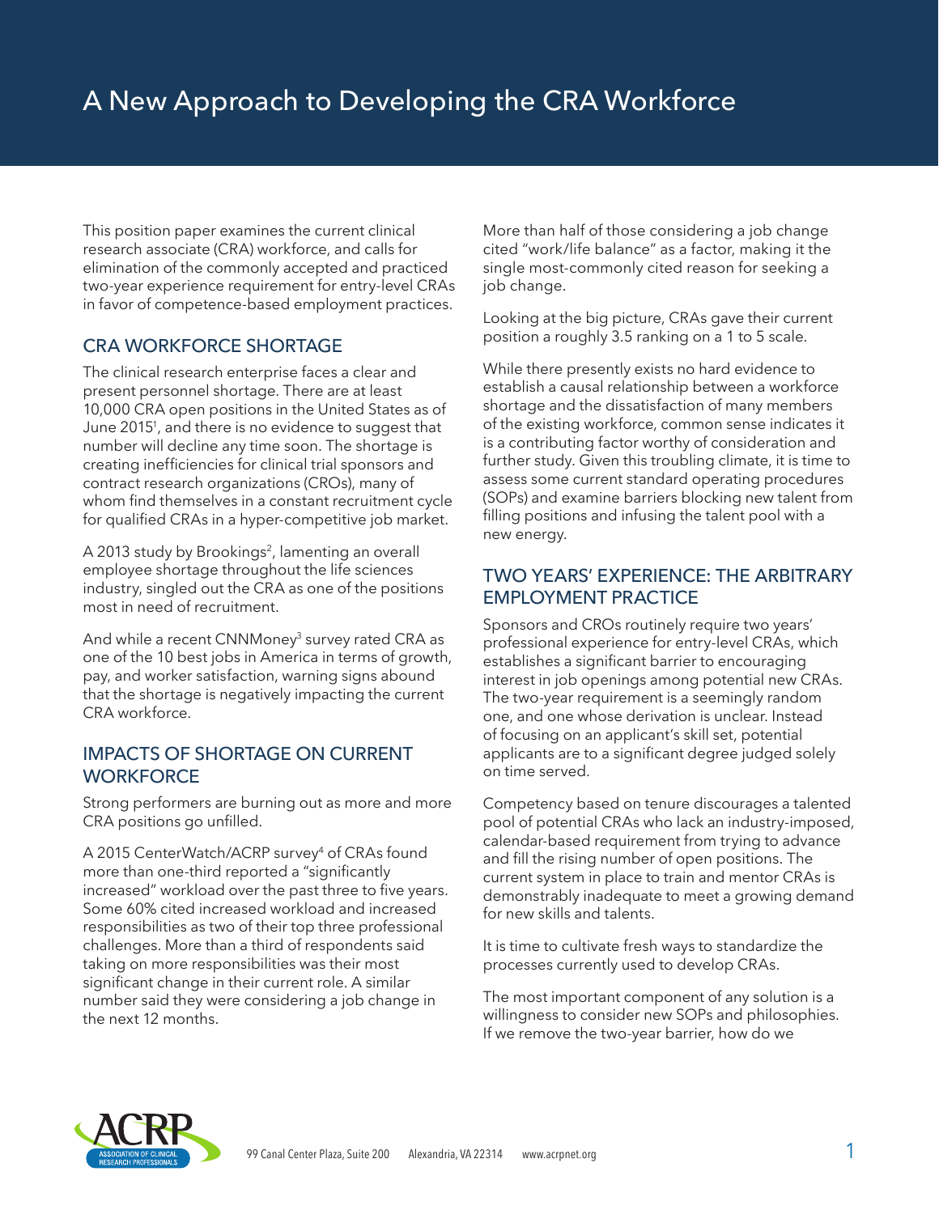# A New Approach to Developing the CRA Workforce

This position paper examines the current clinical research associate (CRA) workforce, and calls for elimination of the commonly accepted and practiced two-year experience requirement for entry-level CRAs in favor of competence-based employment practices.

## CRA WORKFORCE SHORTAGE

The clinical research enterprise faces a clear and present personnel shortage. There are at least 10,000 CRA open positions in the United States as of June 2015[1], and there is no evidence to suggest that number will decline any time soon. The shortage is creating inefficiencies for clinical trial sponsors and contract research organizations (CROs), many of whom find themselves in a constant recruitment cycle for qualified CRAs in a hyper-competitive job market.

A 2013 study by Brookings[2], lamenting an overall employee shortage throughout the life sciences industry, singled out the CRA as one of the positions most in need of recruitment.

And while a recent CNNMoney[3] survey rated CRA as one of the 10 best jobs in America in terms of growth, pay, and worker satisfaction, warning signs abound that the shortage is negatively impacting the current CRA workforce.

## IMPACTS OF SHORTAGE ON CURRENT WORKFORCE

Strong performers are burning out as more and more CRA positions go unfilled.

A 2015 CenterWatch/ACRP survey[4] of CRAs found more than one-third reported a "significantly increased" workload over the past three to five years. Some 60% cited increased workload and increased responsibilities as two of their top three professional challenges. More than a third of respondents said taking on more responsibilities was their most significant change in their current role. A similar number said they were considering a job change in the next 12 months.

More than half of those considering a job change cited "work/life balance" as a factor, making it the single most-commonly cited reason for seeking a job change.

Looking at the big picture, CRAs gave their current position a roughly 3.5 ranking on a 1 to 5 scale.

While there presently exists no hard evidence to establish a causal relationship between a workforce shortage and the dissatisfaction of many members of the existing workforce, common sense indicates it is a contributing factor worthy of consideration and further study. Given this troubling climate, it is time to assess some current standard operating procedures (SOPs) and examine barriers blocking new talent from filling positions and infusing the talent pool with a new energy.

## TWO YEARS' EXPERIENCE: THE ARBITRARY EMPLOYMENT PRACTICE

Sponsors and CROs routinely require two years' professional experience for entry-level CRAs, which establishes a significant barrier to encouraging interest in job openings among potential new CRAs. The two-year requirement is a seemingly random one, and one whose derivation is unclear. Instead of focusing on an applicant's skill set, potential applicants are to a significant degree judged solely on time served.

Competency based on tenure discourages a talented pool of potential CRAs who lack an industry-imposed, calendar-based requirement from trying to advance and fill the rising number of open positions. The current system in place to train and mentor CRAs is demonstrably inadequate to meet a growing demand for new skills and talents.

It is time to cultivate fresh ways to standardize the processes currently used to develop CRAs.

The most important component of any solution is a willingness to consider new SOPs and philosophies. If we remove the two-year barrier, how do we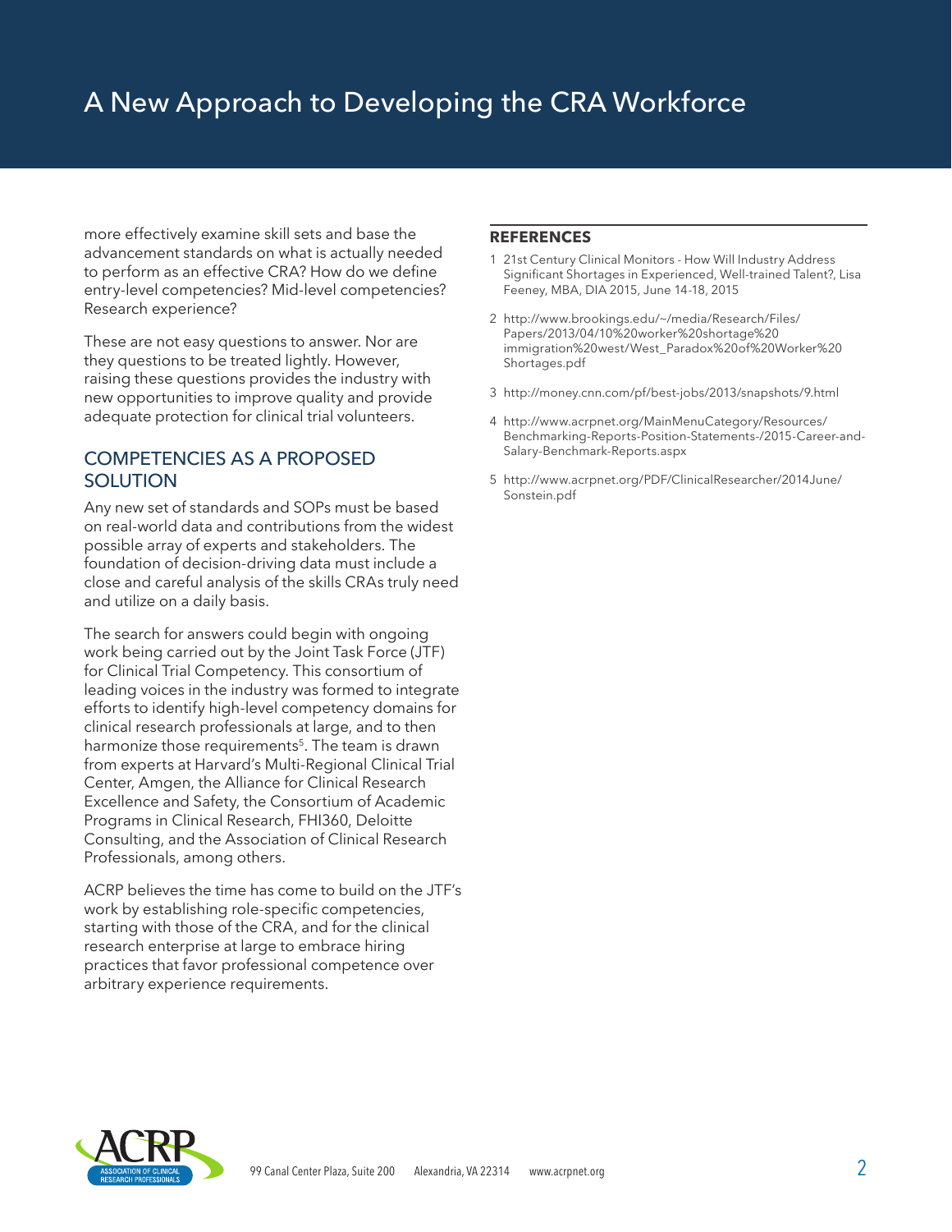more effectively examine skill sets and base the advancement standards on what is actually needed to perform as an effective CRA? How do we define entry-level competencies? Mid-level competencies? Research experience?

These are not easy questions to answer. Nor are they questions to be treated lightly. However, raising these questions provides the industry with new opportunities to improve quality and provide adequate protection for clinical trial volunteers.

## COMPETENCIES AS A PROPOSED SOLUTION

Any new set of standards and SOPs must be based on real-world data and contributions from the widest possible array of experts and stakeholders. The foundation of decision-driving data must include a close and careful analysis of the skills CRAs truly need and utilize on a daily basis.

The search for answers could begin with ongoing work being carried out by the Joint Task Force (JTF) for Clinical Trial Competency. This consortium of leading voices in the industry was formed to integrate efforts to identify high-level competency domains for clinical research professionals at large, and to then harmonize those requirements[5]. The team is drawn from experts at Harvard's Multi-Regional Clinical Trial Center, Amgen, the Alliance for Clinical Research Excellence and Safety, the Consortium of Academic Programs in Clinical Research, FHI360, Deloitte Consulting, and the Association of Clinical Research Professionals, among others.

ACRP believes the time has come to build on the JTF's work by establishing role-specific competencies, starting with those of the CRA, and for the clinical research enterprise at large to embrace hiring practices that favor professional competence over arbitrary experience requirements.

## REFERENCES

1. 21st Century Clinical Monitors - How Will Industry Address Significant Shortages in Experienced, Well-trained Talent?, Lisa Feeney, MBA, DIA 2015, June 14-18, 2015
2. http://www.brookings.edu/~/media/Research/Files/Papers/2013/04/10%20worker%20shortage%20immigration%20west/West_Paradox%20of%20Worker%20Shortages.pdf
3. http://money.cnn.com/pf/best-jobs/2013/snapshots/9.html
4. http://www.acrpnet.org/MainMenuCategory/Resources/Benchmarking-Reports-Position-Statements-/2015-Career-and-Salary-Benchmark-Reports.aspx
5. http://www.acrpnet.org/PDF/ClinicalResearcher/2014June/Sonstein.pdf